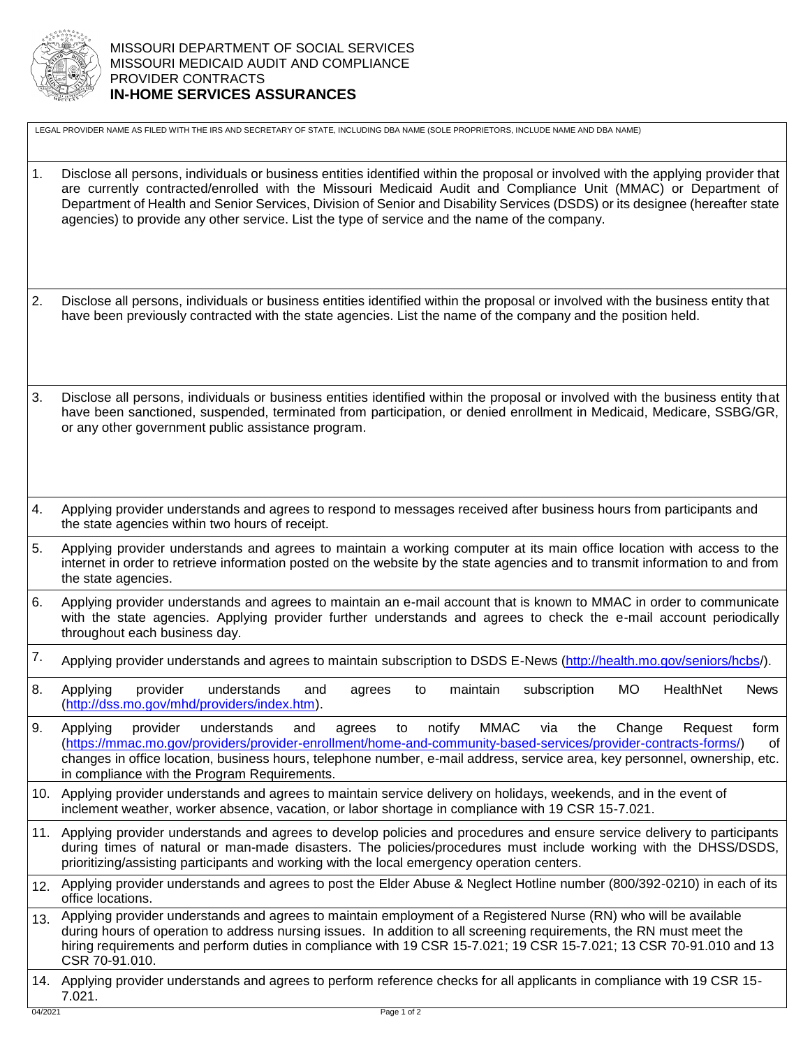MISSOURI DEPARTMENT OF SOCIAL SERVICES
MISSOURI MEDICAID AUDIT AND COMPLIANCE
PROVIDER CONTRACTS

# IN-HOME SERVICES ASSURANCES

LEGAL PROVIDER NAME AS FILED WITH THE IRS AND SECRETARY OF STATE, INCLUDING DBA NAME (SOLE PROPRIETORS, INCLUDE NAME AND DBA NAME)

1. Disclose all persons, individuals or business entities identified within the proposal or involved with the applying provider that are currently contracted/enrolled with the Missouri Medicaid Audit and Compliance Unit (MMAC) or Department of Department of Health and Senior Services, Division of Senior and Disability Services (DSDS) or its designee (hereafter state agencies) to provide any other service. List the type of service and the name of the company.

2. Disclose all persons, individuals or business entities identified within the proposal or involved with the business entity that have been previously contracted with the state agencies. List the name of the company and the position held.

3. Disclose all persons, individuals or business entities identified within the proposal or involved with the business entity that have been sanctioned, suspended, terminated from participation, or denied enrollment in Medicaid, Medicare, SSBG/GR, or any other government public assistance program.

4. Applying provider understands and agrees to respond to messages received after business hours from participants and the state agencies within two hours of receipt.

5. Applying provider understands and agrees to maintain a working computer at its main office location with access to the internet in order to retrieve information posted on the website by the state agencies and to transmit information to and from the state agencies.

6. Applying provider understands and agrees to maintain an e-mail account that is known to MMAC in order to communicate with the state agencies. Applying provider further understands and agrees to check the e-mail account periodically throughout each business day.

7. Applying provider understands and agrees to maintain subscription to DSDS E-News (http://health.mo.gov/seniors/hcbs/).

8. Applying provider understands and agrees to maintain subscription MO HealthNet News (http://dss.mo.gov/mhd/providers/index.htm).

9. Applying provider understands and agrees to notify MMAC via the Change Request form (https://mmac.mo.gov/providers/provider-enrollment/home-and-community-based-services/provider-contracts-forms/) of changes in office location, business hours, telephone number, e-mail address, service area, key personnel, ownership, etc. in compliance with the Program Requirements.

10. Applying provider understands and agrees to maintain service delivery on holidays, weekends, and in the event of inclement weather, worker absence, vacation, or labor shortage in compliance with 19 CSR 15-7.021.

11. Applying provider understands and agrees to develop policies and procedures and ensure service delivery to participants during times of natural or man-made disasters. The policies/procedures must include working with the DHSS/DSDS, prioritizing/assisting participants and working with the local emergency operation centers.

12. Applying provider understands and agrees to post the Elder Abuse & Neglect Hotline number (800/392-0210) in each of its office locations.

13. Applying provider understands and agrees to maintain employment of a Registered Nurse (RN) who will be available during hours of operation to address nursing issues. In addition to all screening requirements, the RN must meet the hiring requirements and perform duties in compliance with 19 CSR 15-7.021; 19 CSR 15-7.021; 13 CSR 70-91.010 and 13 CSR 70-91.010.

14. Applying provider understands and agrees to perform reference checks for all applicants in compliance with 19 CSR 15-7.021.

04/2021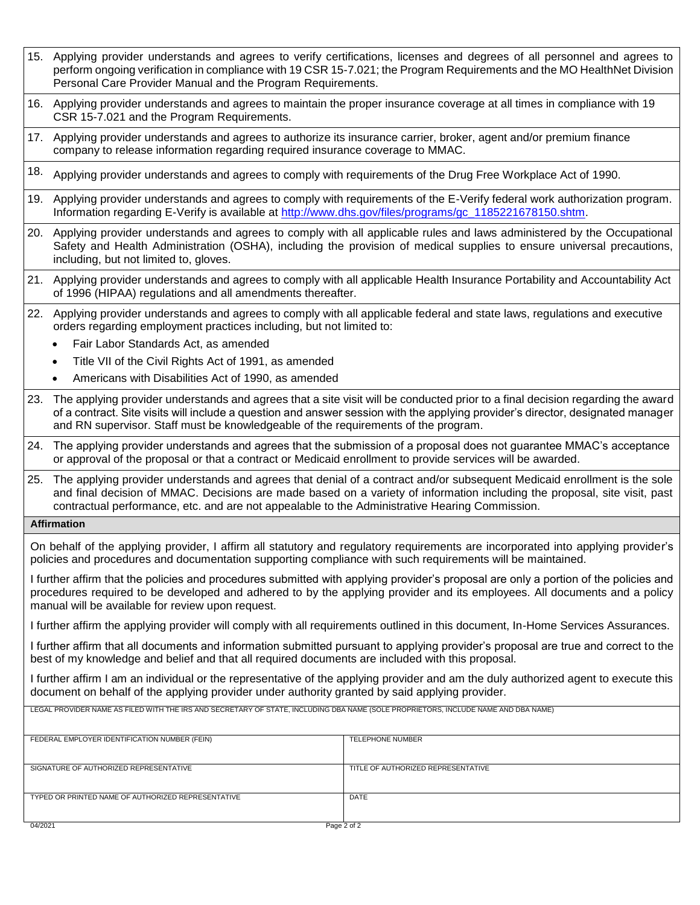15. Applying provider understands and agrees to verify certifications, licenses and degrees of all personnel and agrees to perform ongoing verification in compliance with 19 CSR 15-7.021; the Program Requirements and the MO HealthNet Division Personal Care Provider Manual and the Program Requirements.
16. Applying provider understands and agrees to maintain the proper insurance coverage at all times in compliance with 19 CSR 15-7.021 and the Program Requirements.
17. Applying provider understands and agrees to authorize its insurance carrier, broker, agent and/or premium finance company to release information regarding required insurance coverage to MMAC.
18. Applying provider understands and agrees to comply with requirements of the Drug Free Workplace Act of 1990.
19. Applying provider understands and agrees to comply with requirements of the E-Verify federal work authorization program. Information regarding E-Verify is available at http://www.dhs.gov/files/programs/gc_1185221678150.shtm.
20. Applying provider understands and agrees to comply with all applicable rules and laws administered by the Occupational Safety and Health Administration (OSHA), including the provision of medical supplies to ensure universal precautions, including, but not limited to, gloves.
21. Applying provider understands and agrees to comply with all applicable Health Insurance Portability and Accountability Act of 1996 (HIPAA) regulations and all amendments thereafter.
22. Applying provider understands and agrees to comply with all applicable federal and state laws, regulations and executive orders regarding employment practices including, but not limited to:
    - Fair Labor Standards Act, as amended
    - Title VII of the Civil Rights Act of 1991, as amended
    - Americans with Disabilities Act of 1990, as amended
23. The applying provider understands and agrees that a site visit will be conducted prior to a final decision regarding the award of a contract. Site visits will include a question and answer session with the applying provider's director, designated manager and RN supervisor. Staff must be knowledgeable of the requirements of the program.
24. The applying provider understands and agrees that the submission of a proposal does not guarantee MMAC's acceptance or approval of the proposal or that a contract or Medicaid enrollment to provide services will be awarded.
25. The applying provider understands and agrees that denial of a contract and/or subsequent Medicaid enrollment is the sole and final decision of MMAC. Decisions are made based on a variety of information including the proposal, site visit, past contractual performance, etc. and are not appealable to the Administrative Hearing Commission.

**Affirmation**

On behalf of the applying provider, I affirm all statutory and regulatory requirements are incorporated into applying provider's policies and procedures and documentation supporting compliance with such requirements will be maintained.

I further affirm that the policies and procedures submitted with applying provider's proposal are only a portion of the policies and procedures required to be developed and adhered to by the applying provider and its employees. All documents and a policy manual will be available for review upon request.

I further affirm the applying provider will comply with all requirements outlined in this document, In-Home Services Assurances.

I further affirm that all documents and information submitted pursuant to applying provider's proposal are true and correct to the best of my knowledge and belief and that all required documents are included with this proposal.

I further affirm I am an individual or the representative of the applying provider and am the duly authorized agent to execute this document on behalf of the applying provider under authority granted by said applying provider.

| | |
|---|---|
| LEGAL PROVIDER NAME AS FILED WITH THE IRS AND SECRETARY OF STATE, INCLUDING DBA NAME (SOLE PROPRIETORS, INCLUDE NAME AND DBA NAME) | |
| FEDERAL EMPLOYER IDENTIFICATION NUMBER (FEIN) | TELEPHONE NUMBER |
| SIGNATURE OF AUTHORIZED REPRESENTATIVE | TITLE OF AUTHORIZED REPRESENTATIVE |
| TYPED OR PRINTED NAME OF AUTHORIZED REPRESENTATIVE | DATE |

04/2021